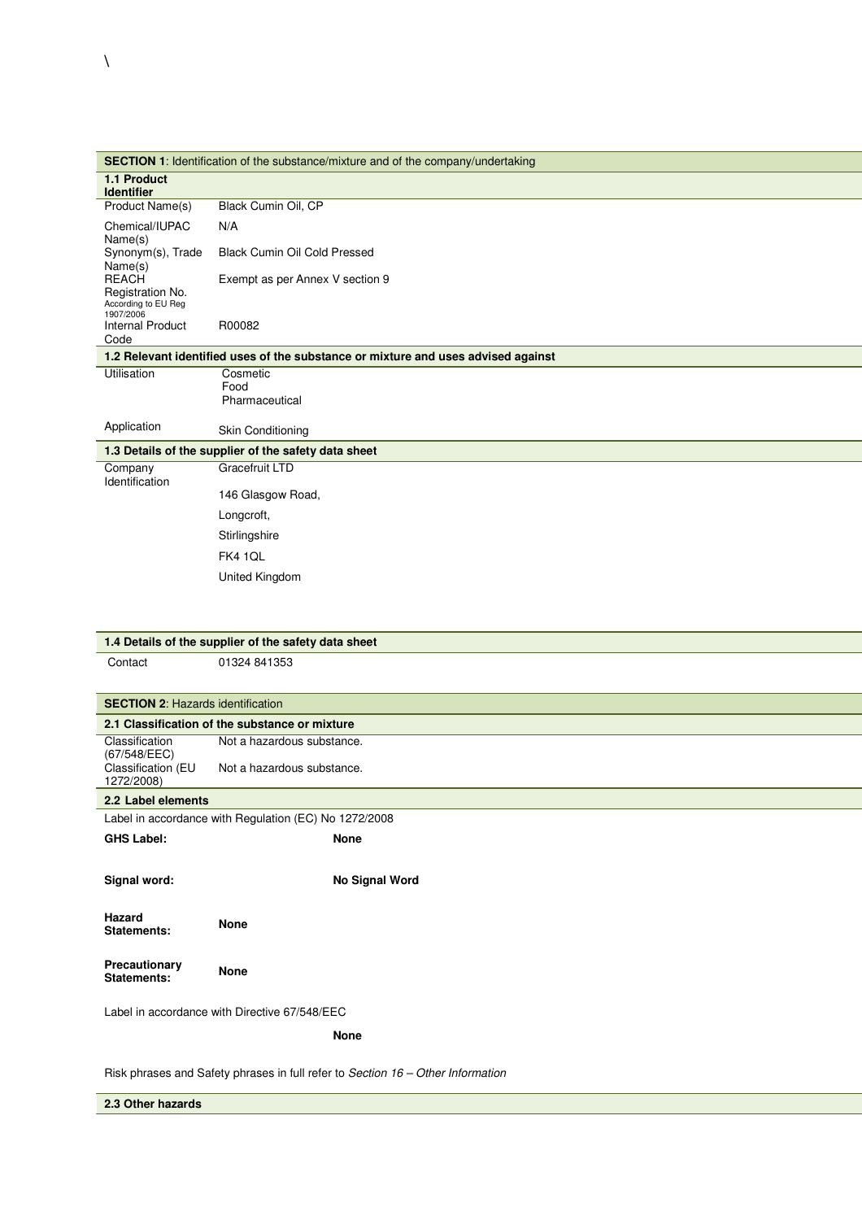\

## SECTION 1: Identification of the substance/mixture and of the company/undertaking

### 1.1 Product Identifier

| | |
|---|---|
| Product Name(s) | Black Cumin Oil, CP |
| Chemical/IUPAC Name(s) | N/A |
| Synonym(s), Trade Name(s) | Black Cumin Oil Cold Pressed |
| REACH Registration No. According to EU Reg 1907/2006 | Exempt as per Annex V section 9 |
| Internal Product Code | R00082 |

### 1.2 Relevant identified uses of the substance or mixture and uses advised against

| | |
|---|---|
| Utilisation | Cosmetic<br>Food<br>Pharmaceutical |
| Application | Skin Conditioning |

### 1.3 Details of the supplier of the safety data sheet

| | |
|---|---|
| Company Identification | Gracefruit LTD<br>146 Glasgow Road,<br>Longcroft,<br>Stirlingshire<br>FK4 1QL<br>United Kingdom |

### 1.4 Details of the supplier of the safety data sheet

| | |
|---|---|
| Contact | 01324 841353 |

## SECTION 2: Hazards identification

### 2.1 Classification of the substance or mixture

| | |
|---|---|
| Classification (67/548/EEC) | Not a hazardous substance. |
| Classification (EU 1272/2008) | Not a hazardous substance. |

### 2.2 Label elements

Label in accordance with Regulation (EC) No 1272/2008

**GHS Label:** **None**

**Signal word:** **No Signal Word**

**Hazard Statements:** **None**

**Precautionary Statements:** **None**

Label in accordance with Directive 67/548/EEC

**None**

Risk phrases and Safety phrases in full refer to *Section 16 – Other Information*

### 2.3 Other hazards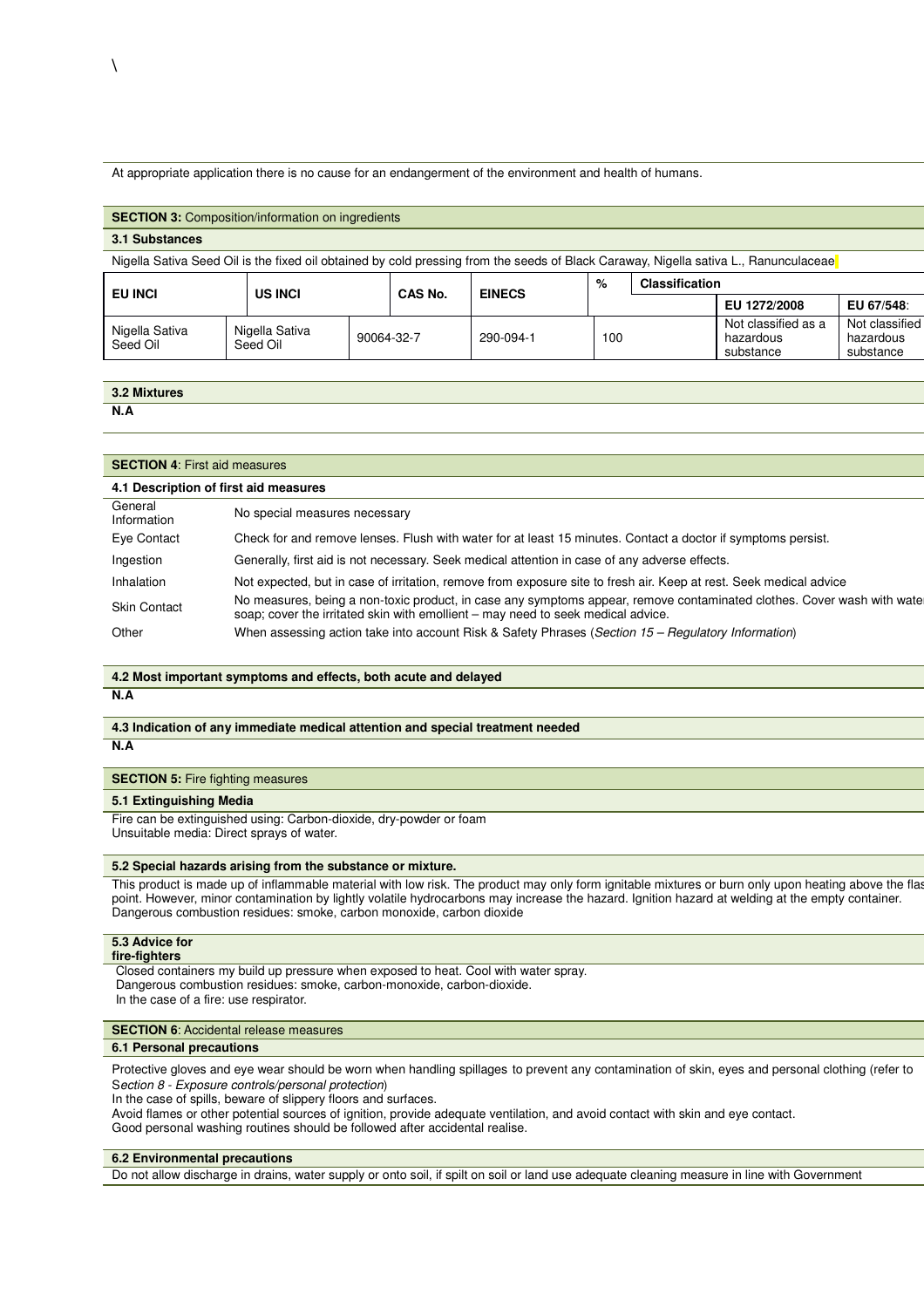\

At appropriate application there is no cause for an endangerment of the environment and health of humans.

## SECTION 3: Composition/information on ingredients

### 3.1 Substances

Nigella Sativa Seed Oil is the fixed oil obtained by cold pressing from the seeds of Black Caraway, Nigella sativa L., Ranunculaceae

| EU INCI | US INCI | CAS No. | EINECS | % | Classification | |
|---|---|---|---|---|---|---|
| | | | | | EU 1272/2008 | EU 67/548: |
| Nigella Sativa Seed Oil | Nigella Sativa Seed Oil | 90064-32-7 | 290-094-1 | 100 | Not classified as a hazardous substance | Not classified hazardous substance |

### 3.2 Mixtures

**N.A**

## SECTION 4: First aid measures

### 4.1 Description of first aid measures

| | |
|---|---|
| General Information | No special measures necessary |
| Eye Contact | Check for and remove lenses. Flush with water for at least 15 minutes. Contact a doctor if symptoms persist. |
| Ingestion | Generally, first aid is not necessary. Seek medical attention in case of any adverse effects. |
| Inhalation | Not expected, but in case of irritation, remove from exposure site to fresh air. Keep at rest. Seek medical advice |
| Skin Contact | No measures, being a non-toxic product, in case any symptoms appear, remove contaminated clothes. Cover wash with water soap; cover the irritated skin with emollient – may need to seek medical advice. |
| Other | When assessing action take into account Risk & Safety Phrases (*Section 15 – Regulatory Information*) |

### 4.2 Most important symptoms and effects, both acute and delayed

**N.A**

### 4.3 Indication of any immediate medical attention and special treatment needed

**N.A**

## SECTION 5: Fire fighting measures

### 5.1 Extinguishing Media

Fire can be extinguished using: Carbon-dioxide, dry-powder or foam
Unsuitable media: Direct sprays of water.

### 5.2 Special hazards arising from the substance or mixture.

This product is made up of inflammable material with low risk. The product may only form ignitable mixtures or burn only upon heating above the flash point. However, minor contamination by lightly volatile hydrocarbons may increase the hazard. Ignition hazard at welding at the empty container.
Dangerous combustion residues: smoke, carbon monoxide, carbon dioxide

### 5.3 Advice for fire-fighters

Closed containers my build up pressure when exposed to heat. Cool with water spray.
Dangerous combustion residues: smoke, carbon-monoxide, carbon-dioxide.
In the case of a fire: use respirator.

## SECTION 6: Accidental release measures

### 6.1 Personal precautions

Protective gloves and eye wear should be worn when handling spillages to prevent any contamination of skin, eyes and personal clothing (refer to S*ection 8 - Exposure controls/personal protection*)
In the case of spills, beware of slippery floors and surfaces.
Avoid flames or other potential sources of ignition, provide adequate ventilation, and avoid contact with skin and eye contact.
Good personal washing routines should be followed after accidental realise.

### 6.2 Environmental precautions

Do not allow discharge in drains, water supply or onto soil, if spilt on soil or land use adequate cleaning measure in line with Government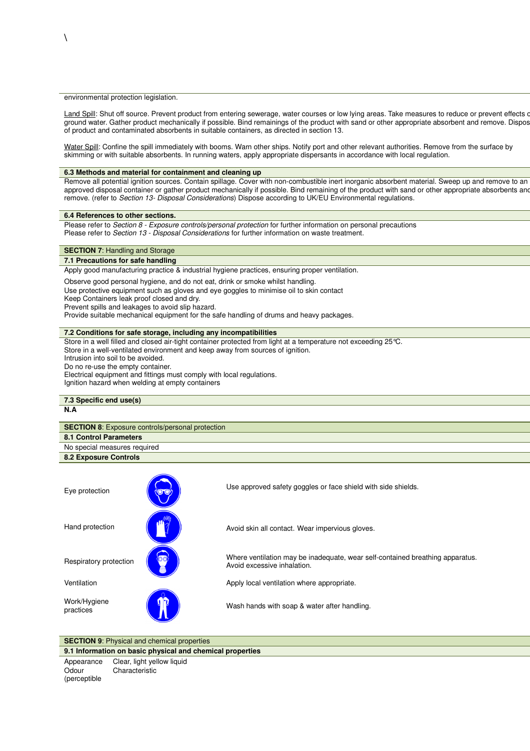environmental protection legislation.

Land Spill: Shut off source. Prevent product from entering sewerage, water courses or low lying areas. Take measures to reduce or prevent effects c ground water. Gather product mechanically if possible. Bind remainings of the product with sand or other appropriate absorbent and remove. Dispos of product and contaminated absorbents in suitable containers, as directed in section 13.

Water Spill: Confine the spill immediately with booms. Warn other ships. Notify port and other relevant authorities. Remove from the surface by skimming or with suitable absorbents. In running waters, apply appropriate dispersants in accordance with local regulation.

### 6.3 Methods and material for containment and cleaning up

Remove all potential ignition sources. Contain spillage. Cover with non-combustible inert inorganic absorbent material. Sweep up and remove to an approved disposal container or gather product mechanically if possible. Bind remaining of the product with sand or other appropriate absorbents anc remove. (refer to *Section 13- Disposal Considerations*) Dispose according to UK/EU Environmental regulations.

### 6.4 References to other sections.

Please refer to *Section 8 - Exposure controls/personal protection* for further information on personal precautions
Please refer to *Section 13 - Disposal Considerations* for further information on waste treatment.

## SECTION 7: Handling and Storage

### 7.1 Precautions for safe handling

Apply good manufacturing practice & industrial hygiene practices, ensuring proper ventilation.

Observe good personal hygiene, and do not eat, drink or smoke whilst handling.
Use protective equipment such as gloves and eye goggles to minimise oil to skin contact
Keep Containers leak proof closed and dry.
Prevent spills and leakages to avoid slip hazard.
Provide suitable mechanical equipment for the safe handling of drums and heavy packages.

### 7.2 Conditions for safe storage, including any incompatibilities

Store in a well filled and closed air-tight container protected from light at a temperature not exceeding 25℃.
Store in a well-ventilated environment and keep away from sources of ignition.
Intrusion into soil to be avoided.
Do no re-use the empty container.
Electrical equipment and fittings must comply with local regulations.
Ignition hazard when welding at empty containers

### 7.3 Specific end use(s)

**N.A**

## SECTION 8: Exposure controls/personal protection

### 8.1 Control Parameters

No special measures required

### 8.2 Exposure Controls

| | |
|---|---|
| Eye protection | Use approved safety goggles or face shield with side shields. |
| Hand protection | Avoid skin all contact. Wear impervious gloves. |
| Respiratory protection | Where ventilation may be inadequate, wear self-contained breathing apparatus. Avoid excessive inhalation. |
| Ventilation | Apply local ventilation where appropriate. |
| Work/Hygiene practices | Wash hands with soap & water after handling. |

## SECTION 9: Physical and chemical properties

### 9.1 Information on basic physical and chemical properties

| | |
|---|---|
| Appearance | Clear, light yellow liquid |
| Odour (perceptible | Characteristic |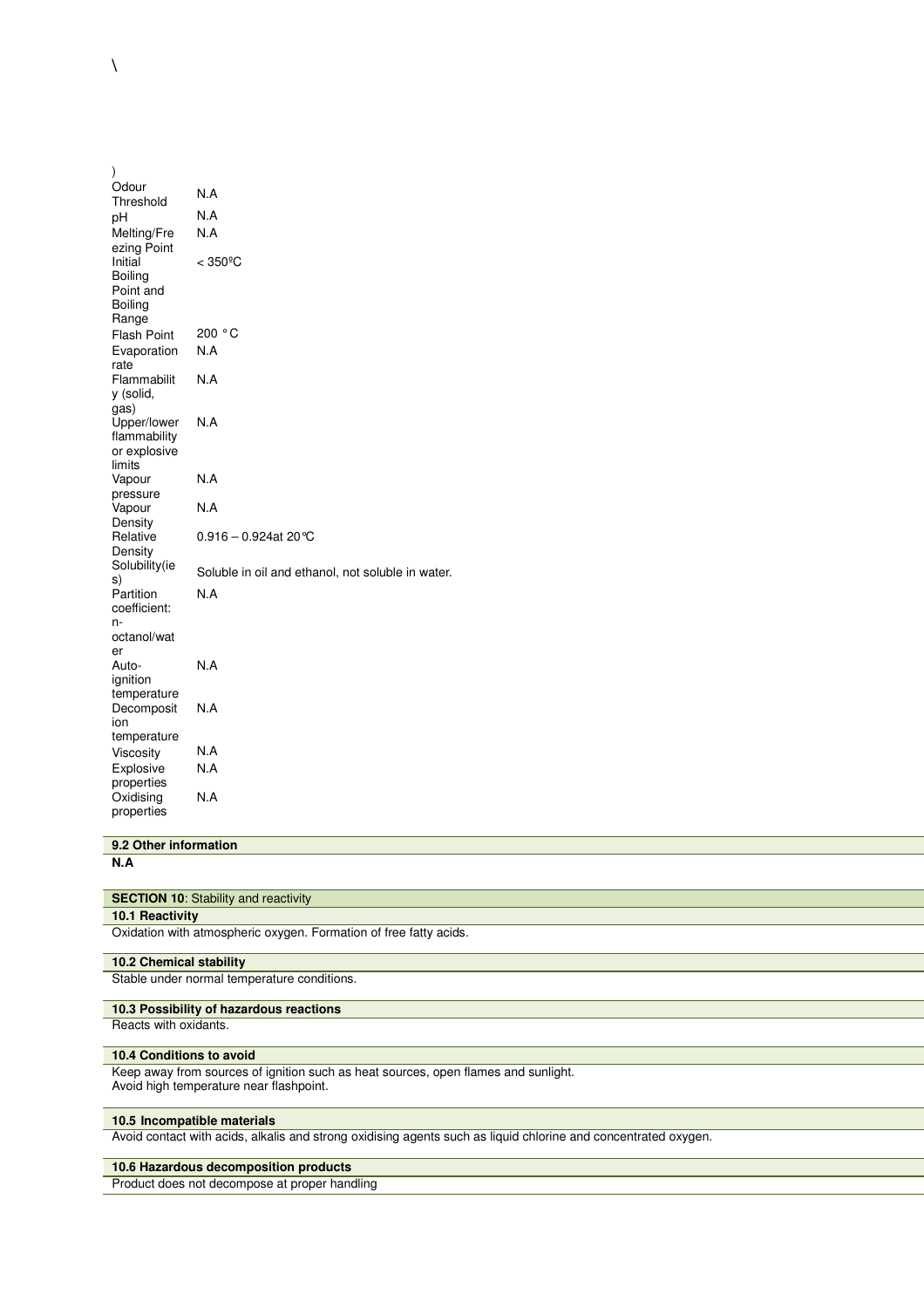\

)

| | |
|---|---|
| Odour Threshold | N.A |
| pH | N.A |
| Melting/Freezing Point | N.A |
| Initial Boiling Point and Boiling Range | < 350ºC |
| Flash Point | 200 °C |
| Evaporation rate | N.A |
| Flammability (solid, gas) | N.A |
| Upper/lower flammability or explosive limits | N.A |
| Vapour pressure | N.A |
| Vapour Density | N.A |
| Relative Density | 0.916 – 0.924at 20°C |
| Solubility(ies) | Soluble in oil and ethanol, not soluble in water. |
| Partition coefficient: n-octanol/water | N.A |
| Auto-ignition temperature | N.A |
| Decomposition temperature | N.A |
| Viscosity | N.A |
| Explosive properties | N.A |
| Oxidising properties | N.A |

### 9.2 Other information

**N.A**

## SECTION 10: Stability and reactivity

### 10.1 Reactivity

Oxidation with atmospheric oxygen. Formation of free fatty acids.

### 10.2 Chemical stability

Stable under normal temperature conditions.

### 10.3 Possibility of hazardous reactions

Reacts with oxidants.

### 10.4 Conditions to avoid

Keep away from sources of ignition such as heat sources, open flames and sunlight.
Avoid high temperature near flashpoint.

### 10.5 Incompatible materials

Avoid contact with acids, alkalis and strong oxidising agents such as liquid chlorine and concentrated oxygen.

### 10.6 Hazardous decomposition products

Product does not decompose at proper handling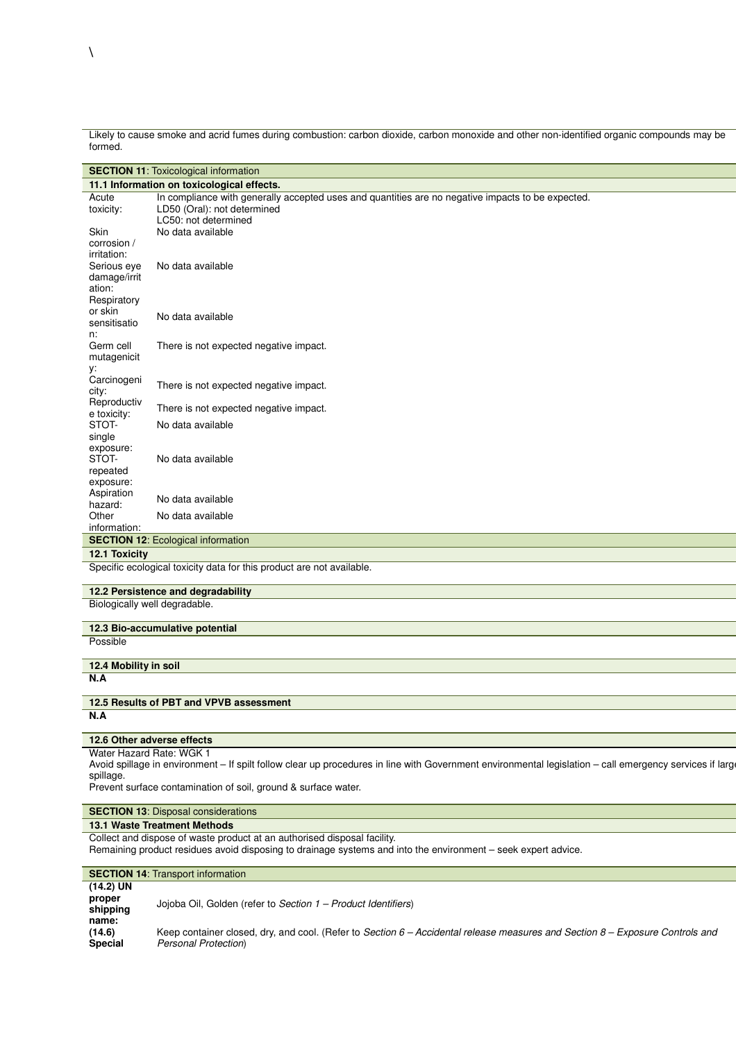\

Likely to cause smoke and acrid fumes during combustion: carbon dioxide, carbon monoxide and other non-identified organic compounds may be formed.

## SECTION 11: Toxicological information

### 11.1 Information on toxicological effects.

| | |
|---|---|
| Acute toxicity: | In compliance with generally accepted uses and quantities are no negative impacts to be expected.<br>LD50 (Oral): not determined<br>LC50: not determined |
| Skin corrosion / irritation: | No data available |
| Serious eye damage/irritation: | No data available |
| Respiratory or skin sensitisation: | No data available |
| Germ cell mutagenicity: | There is not expected negative impact. |
| Carcinogenicity: | There is not expected negative impact. |
| Reproductive toxicity: | There is not expected negative impact. |
| STOT-single exposure: | No data available |
| STOT-repeated exposure: | No data available |
| Aspiration hazard: | No data available |
| Other information: | No data available |

## SECTION 12: Ecological information

### 12.1 Toxicity

Specific ecological toxicity data for this product are not available.

### 12.2 Persistence and degradability

Biologically well degradable.

### 12.3 Bio-accumulative potential

Possible

### 12.4 Mobility in soil

**N.A**

### 12.5 Results of PBT and VPVB assessment

**N.A**

### 12.6 Other adverse effects

Water Hazard Rate: WGK 1
Avoid spillage in environment – If spilt follow clear up procedures in line with Government environmental legislation – call emergency services if large spillage.
Prevent surface contamination of soil, ground & surface water.

## SECTION 13: Disposal considerations

### 13.1 Waste Treatment Methods

Collect and dispose of waste product at an authorised disposal facility.
Remaining product residues avoid disposing to drainage systems and into the environment – seek expert advice.

## SECTION 14: Transport information

| | |
|---|---|
| **(14.2) UN proper shipping name:** | Jojoba Oil, Golden (refer to *Section 1 – Product Identifiers*) |
| **(14.6) Special** | Keep container closed, dry, and cool. (Refer to *Section 6 – Accidental release measures and Section 8 – Exposure Controls and Personal Protection*) |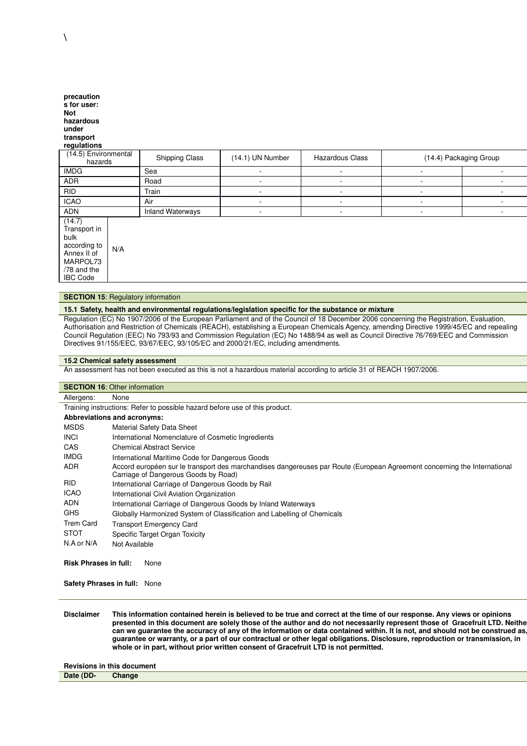\

**precautions for user: Not hazardous under transport regulations**

| (14.5) Environmental hazards | Shipping Class | (14.1) UN Number | Hazardous Class | (14.4) Packaging Group | |
|---|---|---|---|---|---|
| IMDG | Sea | - | - | - | - |
| ADR | Road | - | - | - | - |
| RID | Train | - | - | - | - |
| ICAO | Air | - | - | - | - |
| ADN | Inland Waterways | - | - | - | - |

| (14.7) Transport in bulk according to Annex II of MARPOL73/78 and the IBC Code | N/A |
|---|---|

**SECTION 15**: Regulatory information

**15.1 Safety, health and environmental regulations/legislation specific for the substance or mixture**

Regulation (EC) No 1907/2006 of the European Parliament and of the Council of 18 December 2006 concerning the Registration, Evaluation, Authorisation and Restriction of Chemicals (REACH), establishing a European Chemicals Agency, amending Directive 1999/45/EC and repealing Council Regulation (EEC) No 793/93 and Commission Regulation (EC) No 1488/94 as well as Council Directive 76/769/EEC and Commission Directives 91/155/EEC, 93/67/EEC, 93/105/EC and 2000/21/EC, including amendments.

**15.2 Chemical safety assessment**

An assessment has not been executed as this is not a hazardous material according to article 31 of REACH 1907/2006.

**SECTION 16**: Other information

Allergens: None

Training instructions: Refer to possible hazard before use of this product.

**Abbreviations and acronyms:**

| | |
|---|---|
| MSDS | Material Safety Data Sheet |
| INCI | International Nomenclature of Cosmetic Ingredients |
| CAS | Chemical Abstract Service |
| IMDG | International Maritime Code for Dangerous Goods |
| ADR | Accord européen sur le transport des marchandises dangereuses par Route (European Agreement concerning the International Carriage of Dangerous Goods by Road) |
| RID | International Carriage of Dangerous Goods by Rail |
| ICAO | International Civil Aviation Organization |
| ADN | International Carriage of Dangerous Goods by Inland Waterways |
| GHS | Globally Harmonized System of Classification and Labelling of Chemicals |
| Trem Card | Transport Emergency Card |
| STOT | Specific Target Organ Toxicity |
| N.A or N/A | Not Available |

**Risk Phrases in full:** None

**Safety Phrases in full:** None

**Disclaimer** **This information contained herein is believed to be true and correct at the time of our response. Any views or opinions presented in this document are solely those of the author and do not necessarily represent those of Gracefruit LTD. Neithe can we guarantee the accuracy of any of the information or data contained within. It is not, and should not be construed as, guarantee or warranty, or a part of our contractual or other legal obligations. Disclosure, reproduction or transmission, in whole or in part, without prior written consent of Gracefruit LTD is not permitted.**

**Revisions in this document**

| Date (DD- | Change |
|---|---|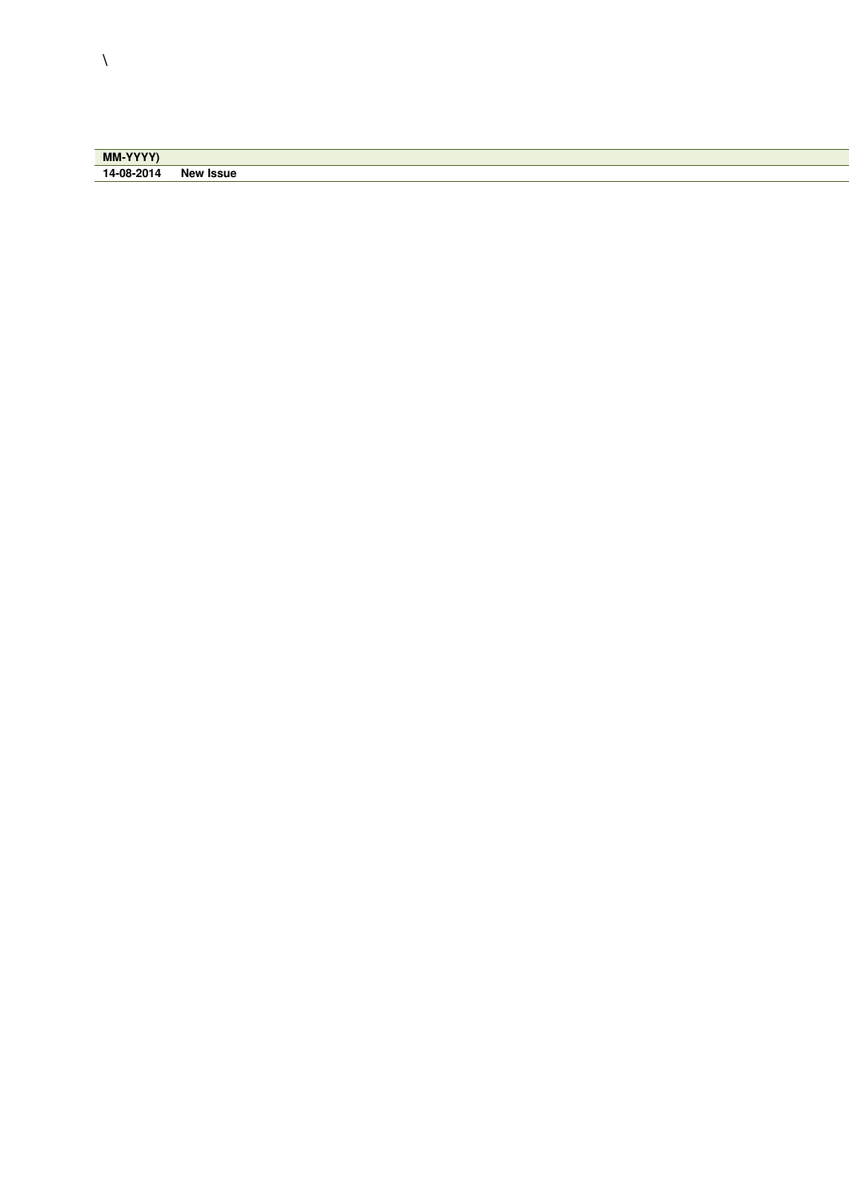\

| MM-YYYY) | |
|---|---|
| 14-08-2014 | New Issue |